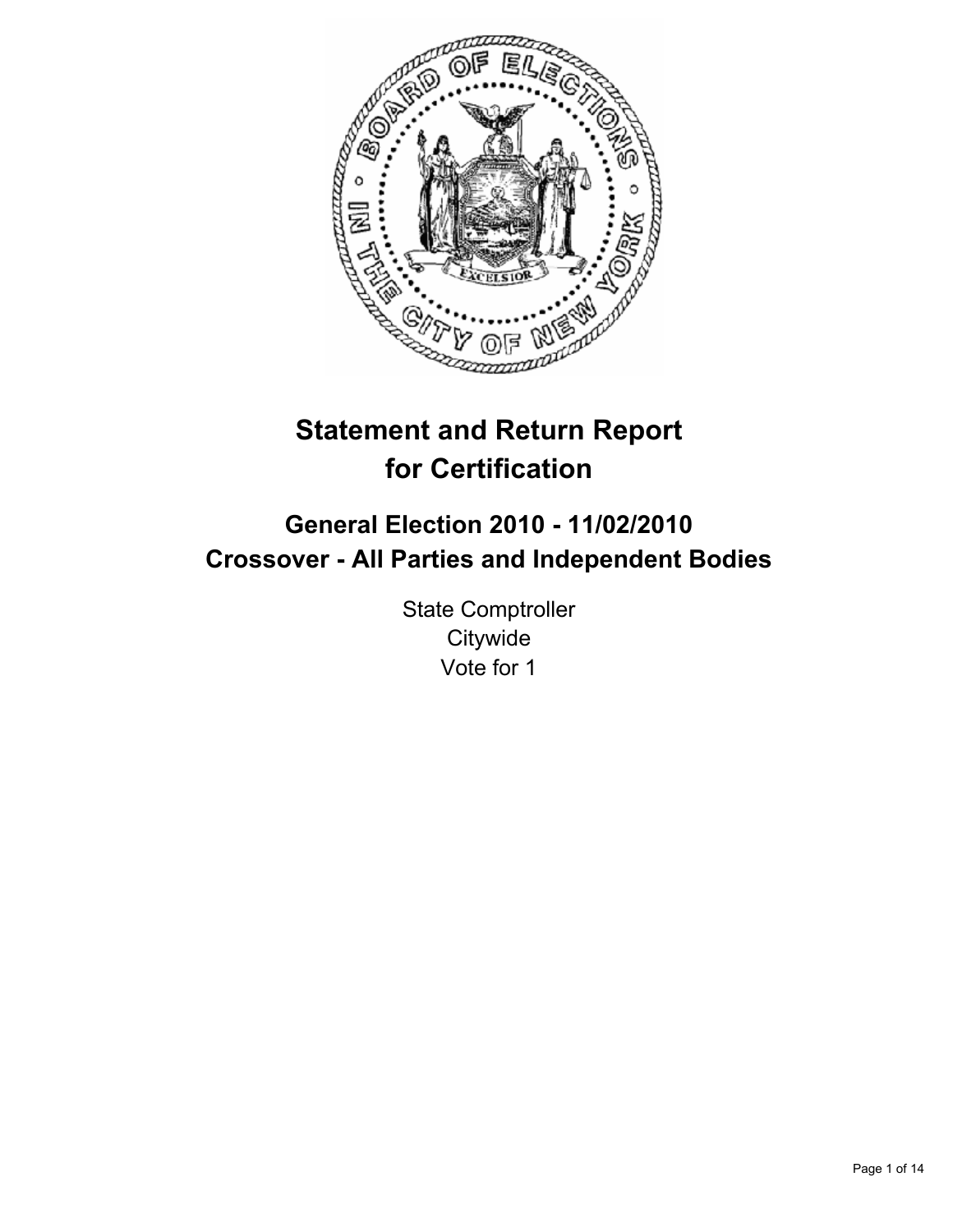# Statement and Return Report for Certification

## General Election 2010 - 11/02/2010
## Crossover - All Parties and Independent Bodies

State Comptroller
Citywide
Vote for 1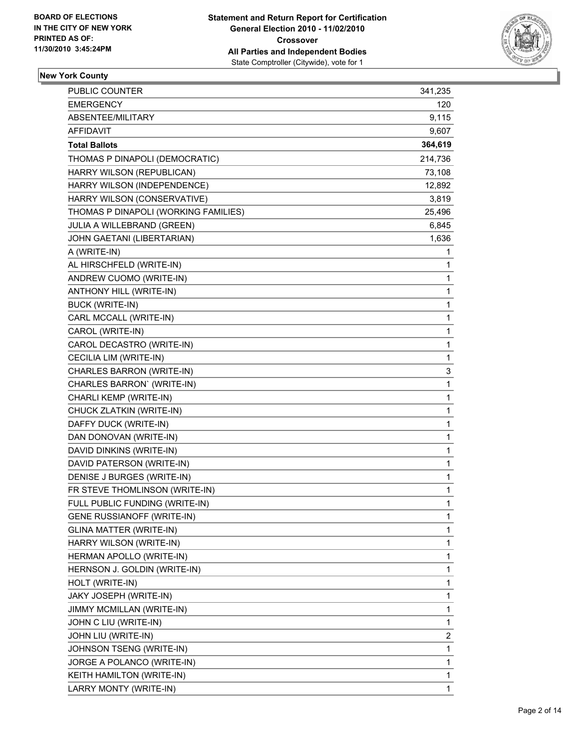**BOARD OF ELECTIONS IN THE CITY OF NEW YORK PRINTED AS OF: 11/30/2010 3:45:24PM**

**Statement and Return Report for Certification**
**General Election 2010 - 11/02/2010**
**Crossover**
**All Parties and Independent Bodies**
State Comptroller (Citywide), vote for 1

**New York County**

| | |
|---|---|
| PUBLIC COUNTER | 341,235 |
| EMERGENCY | 120 |
| ABSENTEE/MILITARY | 9,115 |
| AFFIDAVIT | 9,607 |
| **Total Ballots** | **364,619** |
| THOMAS P DINAPOLI (DEMOCRATIC) | 214,736 |
| HARRY WILSON (REPUBLICAN) | 73,108 |
| HARRY WILSON (INDEPENDENCE) | 12,892 |
| HARRY WILSON (CONSERVATIVE) | 3,819 |
| THOMAS P DINAPOLI (WORKING FAMILIES) | 25,496 |
| JULIA A WILLEBRAND (GREEN) | 6,845 |
| JOHN GAETANI (LIBERTARIAN) | 1,636 |
| A (WRITE-IN) | 1 |
| AL HIRSCHFELD (WRITE-IN) | 1 |
| ANDREW CUOMO (WRITE-IN) | 1 |
| ANTHONY HILL (WRITE-IN) | 1 |
| BUCK (WRITE-IN) | 1 |
| CARL MCCALL (WRITE-IN) | 1 |
| CAROL (WRITE-IN) | 1 |
| CAROL DECASTRO (WRITE-IN) | 1 |
| CECILIA LIM (WRITE-IN) | 1 |
| CHARLES BARRON (WRITE-IN) | 3 |
| CHARLES BARRON` (WRITE-IN) | 1 |
| CHARLI KEMP (WRITE-IN) | 1 |
| CHUCK ZLATKIN (WRITE-IN) | 1 |
| DAFFY DUCK (WRITE-IN) | 1 |
| DAN DONOVAN (WRITE-IN) | 1 |
| DAVID DINKINS (WRITE-IN) | 1 |
| DAVID PATERSON (WRITE-IN) | 1 |
| DENISE J BURGES (WRITE-IN) | 1 |
| FR STEVE THOMLINSON (WRITE-IN) | 1 |
| FULL PUBLIC FUNDING (WRITE-IN) | 1 |
| GENE RUSSIANOFF (WRITE-IN) | 1 |
| GLINA MATTER (WRITE-IN) | 1 |
| HARRY WILSON (WRITE-IN) | 1 |
| HERMAN APOLLO (WRITE-IN) | 1 |
| HERNSON J. GOLDIN (WRITE-IN) | 1 |
| HOLT (WRITE-IN) | 1 |
| JAKY JOSEPH (WRITE-IN) | 1 |
| JIMMY MCMILLAN (WRITE-IN) | 1 |
| JOHN C LIU (WRITE-IN) | 1 |
| JOHN LIU (WRITE-IN) | 2 |
| JOHNSON TSENG (WRITE-IN) | 1 |
| JORGE A POLANCO (WRITE-IN) | 1 |
| KEITH HAMILTON (WRITE-IN) | 1 |
| LARRY MONTY (WRITE-IN) | 1 |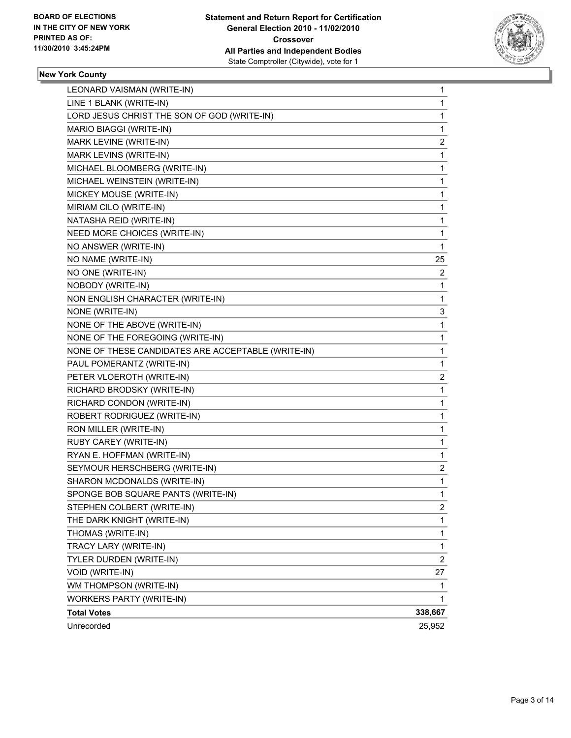**BOARD OF ELECTIONS IN THE CITY OF NEW YORK PRINTED AS OF: 11/30/2010 3:45:24PM**

**Statement and Return Report for Certification General Election 2010 - 11/02/2010 Crossover All Parties and Independent Bodies**
State Comptroller (Citywide), vote for 1

**New York County**

| | |
|---|---|
| LEONARD VAISMAN (WRITE-IN) | 1 |
| LINE 1 BLANK (WRITE-IN) | 1 |
| LORD JESUS CHRIST THE SON OF GOD (WRITE-IN) | 1 |
| MARIO BIAGGI (WRITE-IN) | 1 |
| MARK LEVINE (WRITE-IN) | 2 |
| MARK LEVINS (WRITE-IN) | 1 |
| MICHAEL BLOOMBERG (WRITE-IN) | 1 |
| MICHAEL WEINSTEIN (WRITE-IN) | 1 |
| MICKEY MOUSE (WRITE-IN) | 1 |
| MIRIAM CILO (WRITE-IN) | 1 |
| NATASHA REID (WRITE-IN) | 1 |
| NEED MORE CHOICES (WRITE-IN) | 1 |
| NO ANSWER (WRITE-IN) | 1 |
| NO NAME (WRITE-IN) | 25 |
| NO ONE (WRITE-IN) | 2 |
| NOBODY (WRITE-IN) | 1 |
| NON ENGLISH CHARACTER (WRITE-IN) | 1 |
| NONE (WRITE-IN) | 3 |
| NONE OF THE ABOVE (WRITE-IN) | 1 |
| NONE OF THE FOREGOING (WRITE-IN) | 1 |
| NONE OF THESE CANDIDATES ARE ACCEPTABLE (WRITE-IN) | 1 |
| PAUL POMERANTZ (WRITE-IN) | 1 |
| PETER VLOEROTH (WRITE-IN) | 2 |
| RICHARD BRODSKY (WRITE-IN) | 1 |
| RICHARD CONDON (WRITE-IN) | 1 |
| ROBERT RODRIGUEZ (WRITE-IN) | 1 |
| RON MILLER (WRITE-IN) | 1 |
| RUBY CAREY (WRITE-IN) | 1 |
| RYAN E. HOFFMAN (WRITE-IN) | 1 |
| SEYMOUR HERSCHBERG (WRITE-IN) | 2 |
| SHARON MCDONALDS (WRITE-IN) | 1 |
| SPONGE BOB SQUARE PANTS (WRITE-IN) | 1 |
| STEPHEN COLBERT (WRITE-IN) | 2 |
| THE DARK KNIGHT (WRITE-IN) | 1 |
| THOMAS (WRITE-IN) | 1 |
| TRACY LARY (WRITE-IN) | 1 |
| TYLER DURDEN (WRITE-IN) | 2 |
| VOID (WRITE-IN) | 27 |
| WM THOMPSON (WRITE-IN) | 1 |
| WORKERS PARTY (WRITE-IN) | 1 |
| **Total Votes** | **338,667** |
| Unrecorded | 25,952 |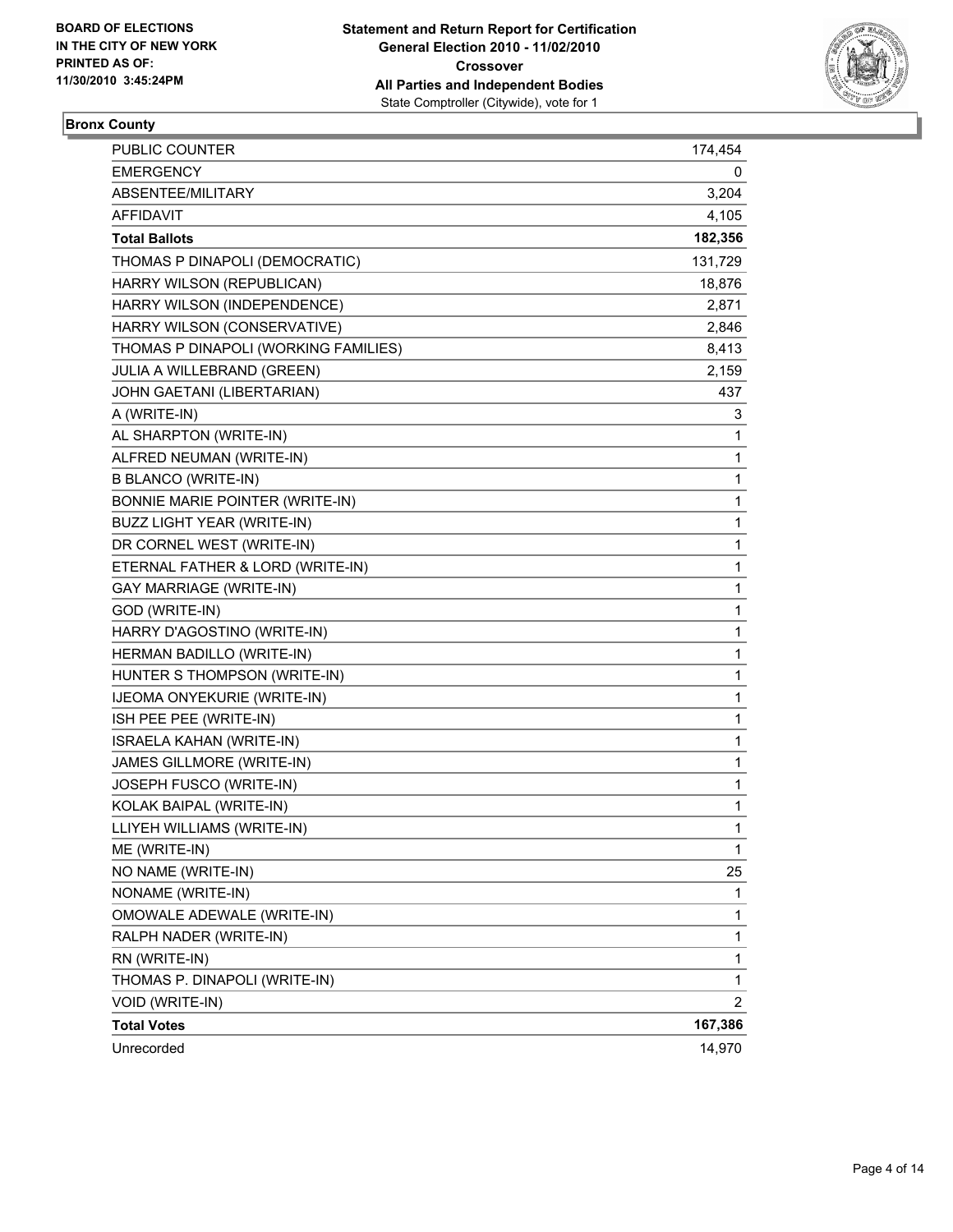BOARD OF ELECTIONS
IN THE CITY OF NEW YORK
PRINTED AS OF:
11/30/2010 3:45:24PM

**Statement and Return Report for Certification**
**General Election 2010 - 11/02/2010**
**Crossover**
**All Parties and Independent Bodies**
State Comptroller (Citywide), vote for 1

## Bronx County

| | |
|---|---|
| PUBLIC COUNTER | 174,454 |
| EMERGENCY | 0 |
| ABSENTEE/MILITARY | 3,204 |
| AFFIDAVIT | 4,105 |
| **Total Ballots** | **182,356** |
| THOMAS P DINAPOLI (DEMOCRATIC) | 131,729 |
| HARRY WILSON (REPUBLICAN) | 18,876 |
| HARRY WILSON (INDEPENDENCE) | 2,871 |
| HARRY WILSON (CONSERVATIVE) | 2,846 |
| THOMAS P DINAPOLI (WORKING FAMILIES) | 8,413 |
| JULIA A WILLEBRAND (GREEN) | 2,159 |
| JOHN GAETANI (LIBERTARIAN) | 437 |
| A (WRITE-IN) | 3 |
| AL SHARPTON (WRITE-IN) | 1 |
| ALFRED NEUMAN (WRITE-IN) | 1 |
| B BLANCO (WRITE-IN) | 1 |
| BONNIE MARIE POINTER (WRITE-IN) | 1 |
| BUZZ LIGHT YEAR (WRITE-IN) | 1 |
| DR CORNEL WEST (WRITE-IN) | 1 |
| ETERNAL FATHER & LORD (WRITE-IN) | 1 |
| GAY MARRIAGE (WRITE-IN) | 1 |
| GOD (WRITE-IN) | 1 |
| HARRY D'AGOSTINO (WRITE-IN) | 1 |
| HERMAN BADILLO (WRITE-IN) | 1 |
| HUNTER S THOMPSON (WRITE-IN) | 1 |
| IJEOMA ONYEKURIE (WRITE-IN) | 1 |
| ISH PEE PEE (WRITE-IN) | 1 |
| ISRAELA KAHAN (WRITE-IN) | 1 |
| JAMES GILLMORE (WRITE-IN) | 1 |
| JOSEPH FUSCO (WRITE-IN) | 1 |
| KOLAK BAIPAL (WRITE-IN) | 1 |
| LLIYEH WILLIAMS (WRITE-IN) | 1 |
| ME (WRITE-IN) | 1 |
| NO NAME (WRITE-IN) | 25 |
| NONAME (WRITE-IN) | 1 |
| OMOWALE ADEWALE (WRITE-IN) | 1 |
| RALPH NADER (WRITE-IN) | 1 |
| RN (WRITE-IN) | 1 |
| THOMAS P. DINAPOLI (WRITE-IN) | 1 |
| VOID (WRITE-IN) | 2 |
| **Total Votes** | **167,386** |
| Unrecorded | 14,970 |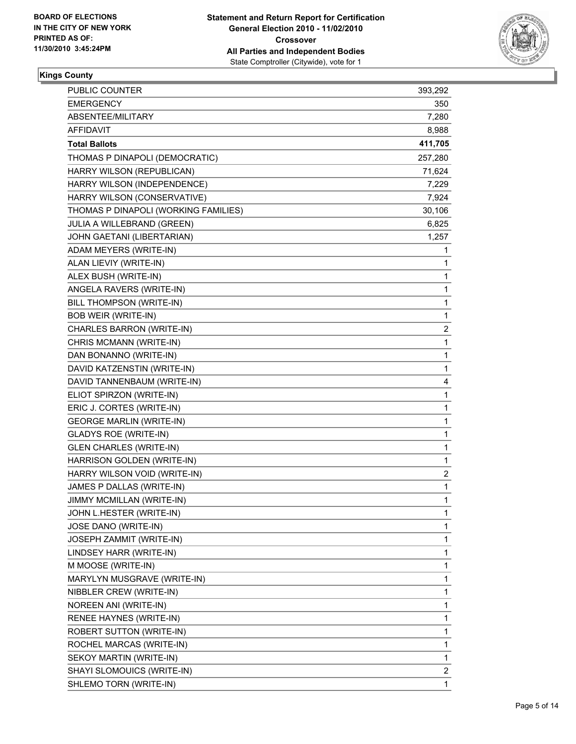**BOARD OF ELECTIONS**
**IN THE CITY OF NEW YORK**
**PRINTED AS OF:**
**11/30/2010 3:45:24PM**

**Statement and Return Report for Certification**
**General Election 2010 - 11/02/2010**
**Crossover**
**All Parties and Independent Bodies**
State Comptroller (Citywide), vote for 1

## Kings County

| | |
|---|---|
| PUBLIC COUNTER | 393,292 |
| EMERGENCY | 350 |
| ABSENTEE/MILITARY | 7,280 |
| AFFIDAVIT | 8,988 |
| **Total Ballots** | **411,705** |
| THOMAS P DINAPOLI (DEMOCRATIC) | 257,280 |
| HARRY WILSON (REPUBLICAN) | 71,624 |
| HARRY WILSON (INDEPENDENCE) | 7,229 |
| HARRY WILSON (CONSERVATIVE) | 7,924 |
| THOMAS P DINAPOLI (WORKING FAMILIES) | 30,106 |
| JULIA A WILLEBRAND (GREEN) | 6,825 |
| JOHN GAETANI (LIBERTARIAN) | 1,257 |
| ADAM MEYERS (WRITE-IN) | 1 |
| ALAN LIEVIY (WRITE-IN) | 1 |
| ALEX BUSH (WRITE-IN) | 1 |
| ANGELA RAVERS (WRITE-IN) | 1 |
| BILL THOMPSON (WRITE-IN) | 1 |
| BOB WEIR (WRITE-IN) | 1 |
| CHARLES BARRON (WRITE-IN) | 2 |
| CHRIS MCMANN (WRITE-IN) | 1 |
| DAN BONANNO (WRITE-IN) | 1 |
| DAVID KATZENSTIN (WRITE-IN) | 1 |
| DAVID TANNENBAUM (WRITE-IN) | 4 |
| ELIOT SPIRZON (WRITE-IN) | 1 |
| ERIC J. CORTES (WRITE-IN) | 1 |
| GEORGE MARLIN (WRITE-IN) | 1 |
| GLADYS ROE (WRITE-IN) | 1 |
| GLEN CHARLES (WRITE-IN) | 1 |
| HARRISON GOLDEN (WRITE-IN) | 1 |
| HARRY WILSON VOID (WRITE-IN) | 2 |
| JAMES P DALLAS (WRITE-IN) | 1 |
| JIMMY MCMILLAN (WRITE-IN) | 1 |
| JOHN L.HESTER (WRITE-IN) | 1 |
| JOSE DANO (WRITE-IN) | 1 |
| JOSEPH ZAMMIT (WRITE-IN) | 1 |
| LINDSEY HARR (WRITE-IN) | 1 |
| M MOOSE (WRITE-IN) | 1 |
| MARYLYN MUSGRAVE (WRITE-IN) | 1 |
| NIBBLER CREW (WRITE-IN) | 1 |
| NOREEN ANI (WRITE-IN) | 1 |
| RENEE HAYNES (WRITE-IN) | 1 |
| ROBERT SUTTON (WRITE-IN) | 1 |
| ROCHEL MARCAS (WRITE-IN) | 1 |
| SEKOY MARTIN (WRITE-IN) | 1 |
| SHAYI SLOMOUICS (WRITE-IN) | 2 |
| SHLEMO TORN (WRITE-IN) | 1 |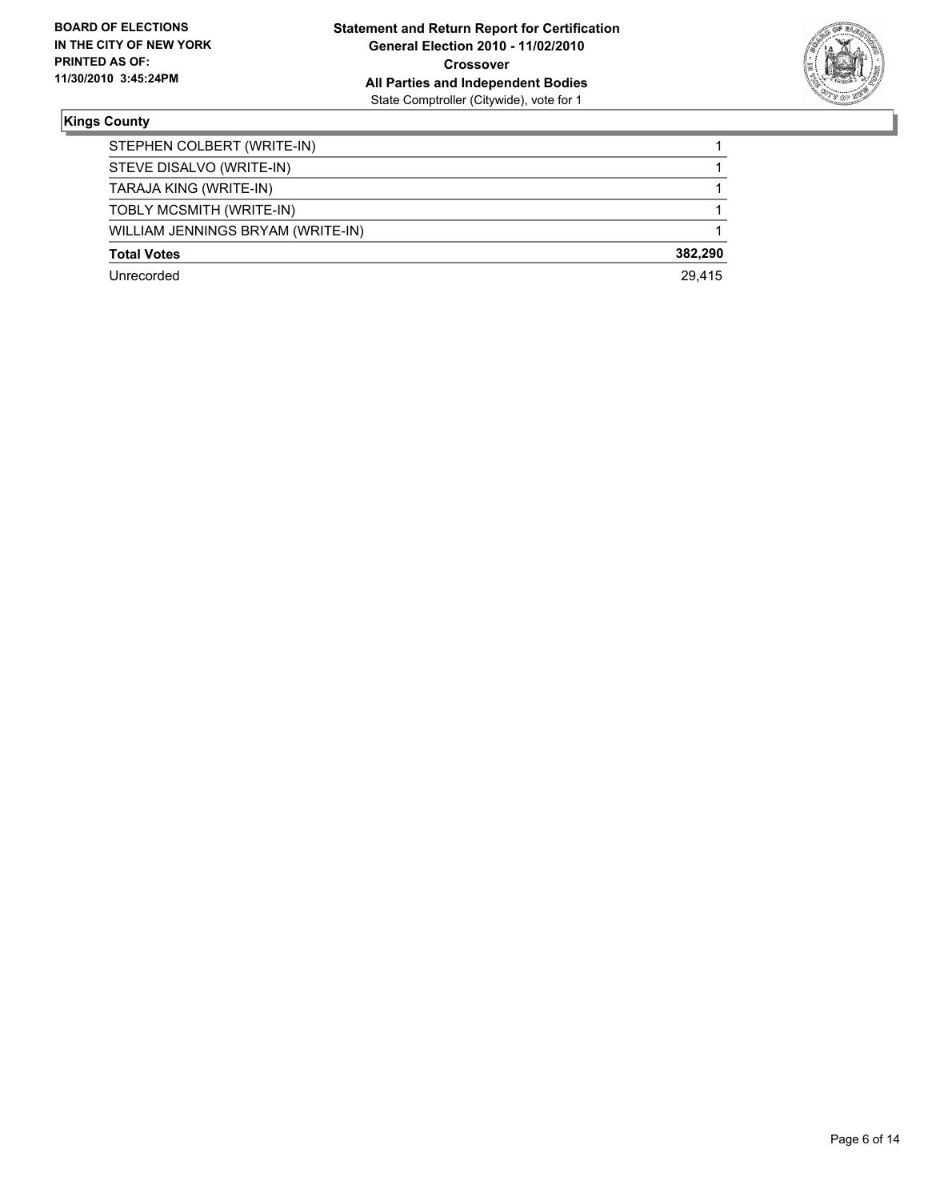**BOARD OF ELECTIONS**
**IN THE CITY OF NEW YORK**
**PRINTED AS OF:**
**11/30/2010 3:45:24PM**

**Statement and Return Report for Certification**
**General Election 2010 - 11/02/2010**
**Crossover**
**All Parties and Independent Bodies**
State Comptroller (Citywide), vote for 1

## Kings County

| | |
|---|---|
| STEPHEN COLBERT (WRITE-IN) | 1 |
| STEVE DISALVO (WRITE-IN) | 1 |
| TARAJA KING (WRITE-IN) | 1 |
| TOBLY MCSMITH (WRITE-IN) | 1 |
| WILLIAM JENNINGS BRYAM (WRITE-IN) | 1 |
| **Total Votes** | **382,290** |
| Unrecorded | 29,415 |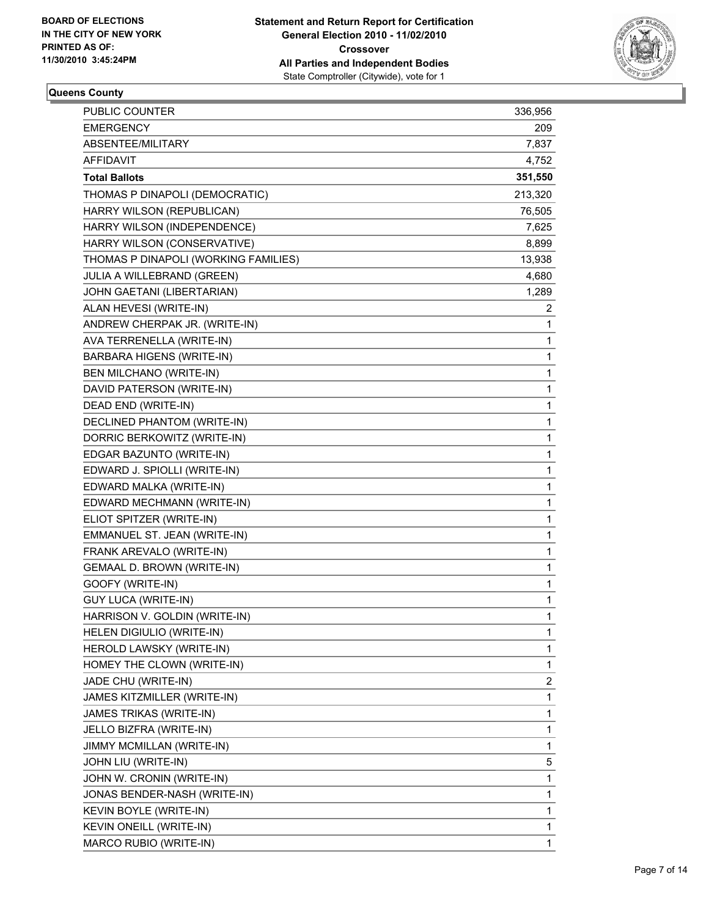**BOARD OF ELECTIONS IN THE CITY OF NEW YORK PRINTED AS OF: 11/30/2010 3:45:24PM**

**Statement and Return Report for Certification**
**General Election 2010 - 11/02/2010**
**Crossover**
**All Parties and Independent Bodies**
State Comptroller (Citywide), vote for 1

## Queens County

| | |
|---|---|
| PUBLIC COUNTER | 336,956 |
| EMERGENCY | 209 |
| ABSENTEE/MILITARY | 7,837 |
| AFFIDAVIT | 4,752 |
| **Total Ballots** | **351,550** |
| THOMAS P DINAPOLI (DEMOCRATIC) | 213,320 |
| HARRY WILSON (REPUBLICAN) | 76,505 |
| HARRY WILSON (INDEPENDENCE) | 7,625 |
| HARRY WILSON (CONSERVATIVE) | 8,899 |
| THOMAS P DINAPOLI (WORKING FAMILIES) | 13,938 |
| JULIA A WILLEBRAND (GREEN) | 4,680 |
| JOHN GAETANI (LIBERTARIAN) | 1,289 |
| ALAN HEVESI (WRITE-IN) | 2 |
| ANDREW CHERPAK JR. (WRITE-IN) | 1 |
| AVA TERRENELLA (WRITE-IN) | 1 |
| BARBARA HIGENS (WRITE-IN) | 1 |
| BEN MILCHANO (WRITE-IN) | 1 |
| DAVID PATERSON (WRITE-IN) | 1 |
| DEAD END (WRITE-IN) | 1 |
| DECLINED PHANTOM (WRITE-IN) | 1 |
| DORRIC BERKOWITZ (WRITE-IN) | 1 |
| EDGAR BAZUNTO (WRITE-IN) | 1 |
| EDWARD J. SPIOLLI (WRITE-IN) | 1 |
| EDWARD MALKA (WRITE-IN) | 1 |
| EDWARD MECHMANN (WRITE-IN) | 1 |
| ELIOT SPITZER (WRITE-IN) | 1 |
| EMMANUEL ST. JEAN (WRITE-IN) | 1 |
| FRANK AREVALO (WRITE-IN) | 1 |
| GEMAAL D. BROWN (WRITE-IN) | 1 |
| GOOFY (WRITE-IN) | 1 |
| GUY LUCA (WRITE-IN) | 1 |
| HARRISON V. GOLDIN (WRITE-IN) | 1 |
| HELEN DIGIULIO (WRITE-IN) | 1 |
| HEROLD LAWSKY (WRITE-IN) | 1 |
| HOMEY THE CLOWN (WRITE-IN) | 1 |
| JADE CHU (WRITE-IN) | 2 |
| JAMES KITZMILLER (WRITE-IN) | 1 |
| JAMES TRIKAS (WRITE-IN) | 1 |
| JELLO BIZFRA (WRITE-IN) | 1 |
| JIMMY MCMILLAN (WRITE-IN) | 1 |
| JOHN LIU (WRITE-IN) | 5 |
| JOHN W. CRONIN (WRITE-IN) | 1 |
| JONAS BENDER-NASH (WRITE-IN) | 1 |
| KEVIN BOYLE (WRITE-IN) | 1 |
| KEVIN ONEILL (WRITE-IN) | 1 |
| MARCO RUBIO (WRITE-IN) | 1 |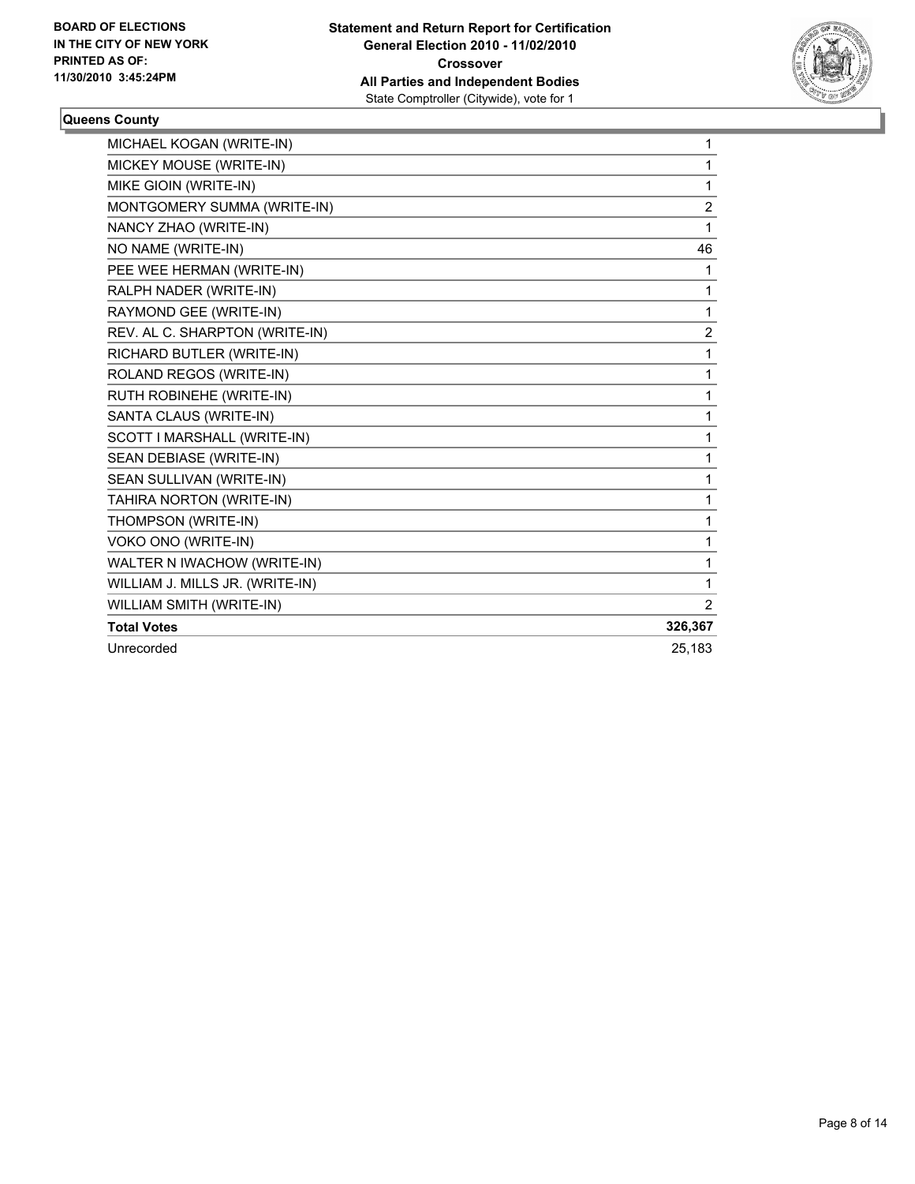**BOARD OF ELECTIONS IN THE CITY OF NEW YORK PRINTED AS OF: 11/30/2010 3:45:24PM**

**Statement and Return Report for Certification General Election 2010 - 11/02/2010 Crossover All Parties and Independent Bodies**
State Comptroller (Citywide), vote for 1

**Queens County**

| | |
|---|---|
| MICHAEL KOGAN (WRITE-IN) | 1 |
| MICKEY MOUSE (WRITE-IN) | 1 |
| MIKE GIOIN (WRITE-IN) | 1 |
| MONTGOMERY SUMMA (WRITE-IN) | 2 |
| NANCY ZHAO (WRITE-IN) | 1 |
| NO NAME (WRITE-IN) | 46 |
| PEE WEE HERMAN (WRITE-IN) | 1 |
| RALPH NADER (WRITE-IN) | 1 |
| RAYMOND GEE (WRITE-IN) | 1 |
| REV. AL C. SHARPTON (WRITE-IN) | 2 |
| RICHARD BUTLER (WRITE-IN) | 1 |
| ROLAND REGOS (WRITE-IN) | 1 |
| RUTH ROBINEHE (WRITE-IN) | 1 |
| SANTA CLAUS (WRITE-IN) | 1 |
| SCOTT I MARSHALL (WRITE-IN) | 1 |
| SEAN DEBIASE (WRITE-IN) | 1 |
| SEAN SULLIVAN (WRITE-IN) | 1 |
| TAHIRA NORTON (WRITE-IN) | 1 |
| THOMPSON (WRITE-IN) | 1 |
| VOKO ONO (WRITE-IN) | 1 |
| WALTER N IWACHOW (WRITE-IN) | 1 |
| WILLIAM J. MILLS JR. (WRITE-IN) | 1 |
| WILLIAM SMITH (WRITE-IN) | 2 |
| **Total Votes** | **326,367** |
| Unrecorded | 25,183 |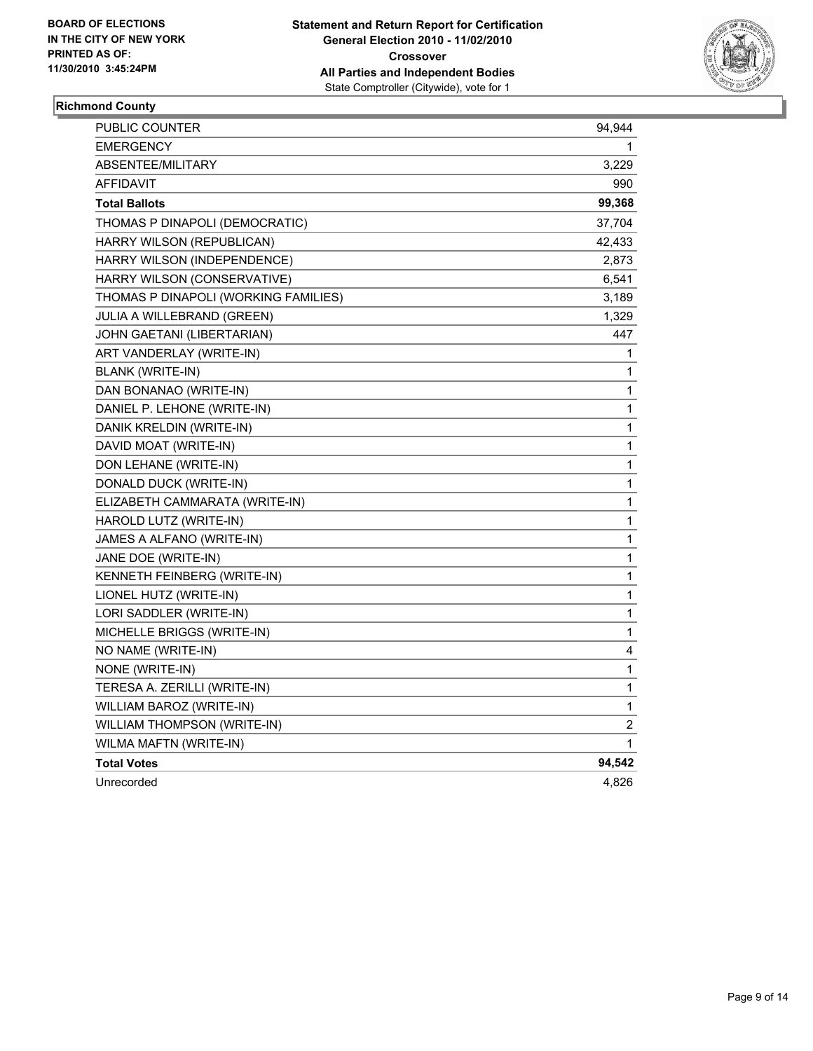**BOARD OF ELECTIONS IN THE CITY OF NEW YORK PRINTED AS OF: 11/30/2010 3:45:24PM**

**Statement and Return Report for Certification**
**General Election 2010 - 11/02/2010**
**Crossover**
**All Parties and Independent Bodies**
State Comptroller (Citywide), vote for 1

### Richmond County

| | |
|---|---|
| PUBLIC COUNTER | 94,944 |
| EMERGENCY | 1 |
| ABSENTEE/MILITARY | 3,229 |
| AFFIDAVIT | 990 |
| **Total Ballots** | **99,368** |
| THOMAS P DINAPOLI (DEMOCRATIC) | 37,704 |
| HARRY WILSON (REPUBLICAN) | 42,433 |
| HARRY WILSON (INDEPENDENCE) | 2,873 |
| HARRY WILSON (CONSERVATIVE) | 6,541 |
| THOMAS P DINAPOLI (WORKING FAMILIES) | 3,189 |
| JULIA A WILLEBRAND (GREEN) | 1,329 |
| JOHN GAETANI (LIBERTARIAN) | 447 |
| ART VANDERLAY (WRITE-IN) | 1 |
| BLANK (WRITE-IN) | 1 |
| DAN BONANAO (WRITE-IN) | 1 |
| DANIEL P. LEHONE (WRITE-IN) | 1 |
| DANIK KRELDIN (WRITE-IN) | 1 |
| DAVID MOAT (WRITE-IN) | 1 |
| DON LEHANE (WRITE-IN) | 1 |
| DONALD DUCK (WRITE-IN) | 1 |
| ELIZABETH CAMMARATA (WRITE-IN) | 1 |
| HAROLD LUTZ (WRITE-IN) | 1 |
| JAMES A ALFANO (WRITE-IN) | 1 |
| JANE DOE (WRITE-IN) | 1 |
| KENNETH FEINBERG (WRITE-IN) | 1 |
| LIONEL HUTZ (WRITE-IN) | 1 |
| LORI SADDLER (WRITE-IN) | 1 |
| MICHELLE BRIGGS (WRITE-IN) | 1 |
| NO NAME (WRITE-IN) | 4 |
| NONE (WRITE-IN) | 1 |
| TERESA A. ZERILLI (WRITE-IN) | 1 |
| WILLIAM BAROZ (WRITE-IN) | 1 |
| WILLIAM THOMPSON (WRITE-IN) | 2 |
| WILMA MAFTN (WRITE-IN) | 1 |
| **Total Votes** | **94,542** |
| Unrecorded | 4,826 |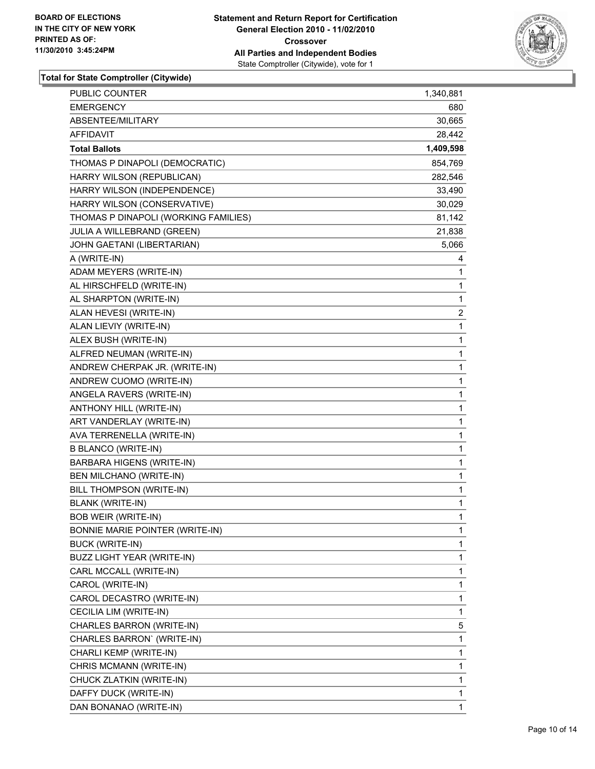**BOARD OF ELECTIONS IN THE CITY OF NEW YORK PRINTED AS OF: 11/30/2010 3:45:24PM**

**Statement and Return Report for Certification**
**General Election 2010 - 11/02/2010**
**Crossover**
**All Parties and Independent Bodies**
State Comptroller (Citywide), vote for 1

**Total for State Comptroller (Citywide)**

| | |
|---|---|
| PUBLIC COUNTER | 1,340,881 |
| EMERGENCY | 680 |
| ABSENTEE/MILITARY | 30,665 |
| AFFIDAVIT | 28,442 |
| **Total Ballots** | **1,409,598** |
| THOMAS P DINAPOLI (DEMOCRATIC) | 854,769 |
| HARRY WILSON (REPUBLICAN) | 282,546 |
| HARRY WILSON (INDEPENDENCE) | 33,490 |
| HARRY WILSON (CONSERVATIVE) | 30,029 |
| THOMAS P DINAPOLI (WORKING FAMILIES) | 81,142 |
| JULIA A WILLEBRAND (GREEN) | 21,838 |
| JOHN GAETANI (LIBERTARIAN) | 5,066 |
| A (WRITE-IN) | 4 |
| ADAM MEYERS (WRITE-IN) | 1 |
| AL HIRSCHFELD (WRITE-IN) | 1 |
| AL SHARPTON (WRITE-IN) | 1 |
| ALAN HEVESI (WRITE-IN) | 2 |
| ALAN LIEVIY (WRITE-IN) | 1 |
| ALEX BUSH (WRITE-IN) | 1 |
| ALFRED NEUMAN (WRITE-IN) | 1 |
| ANDREW CHERPAK JR. (WRITE-IN) | 1 |
| ANDREW CUOMO (WRITE-IN) | 1 |
| ANGELA RAVERS (WRITE-IN) | 1 |
| ANTHONY HILL (WRITE-IN) | 1 |
| ART VANDERLAY (WRITE-IN) | 1 |
| AVA TERRENELLA (WRITE-IN) | 1 |
| B BLANCO (WRITE-IN) | 1 |
| BARBARA HIGENS (WRITE-IN) | 1 |
| BEN MILCHANO (WRITE-IN) | 1 |
| BILL THOMPSON (WRITE-IN) | 1 |
| BLANK (WRITE-IN) | 1 |
| BOB WEIR (WRITE-IN) | 1 |
| BONNIE MARIE POINTER (WRITE-IN) | 1 |
| BUCK (WRITE-IN) | 1 |
| BUZZ LIGHT YEAR (WRITE-IN) | 1 |
| CARL MCCALL (WRITE-IN) | 1 |
| CAROL (WRITE-IN) | 1 |
| CAROL DECASTRO (WRITE-IN) | 1 |
| CECILIA LIM (WRITE-IN) | 1 |
| CHARLES BARRON (WRITE-IN) | 5 |
| CHARLES BARRON` (WRITE-IN) | 1 |
| CHARLI KEMP (WRITE-IN) | 1 |
| CHRIS MCMANN (WRITE-IN) | 1 |
| CHUCK ZLATKIN (WRITE-IN) | 1 |
| DAFFY DUCK (WRITE-IN) | 1 |
| DAN BONANAO (WRITE-IN) | 1 |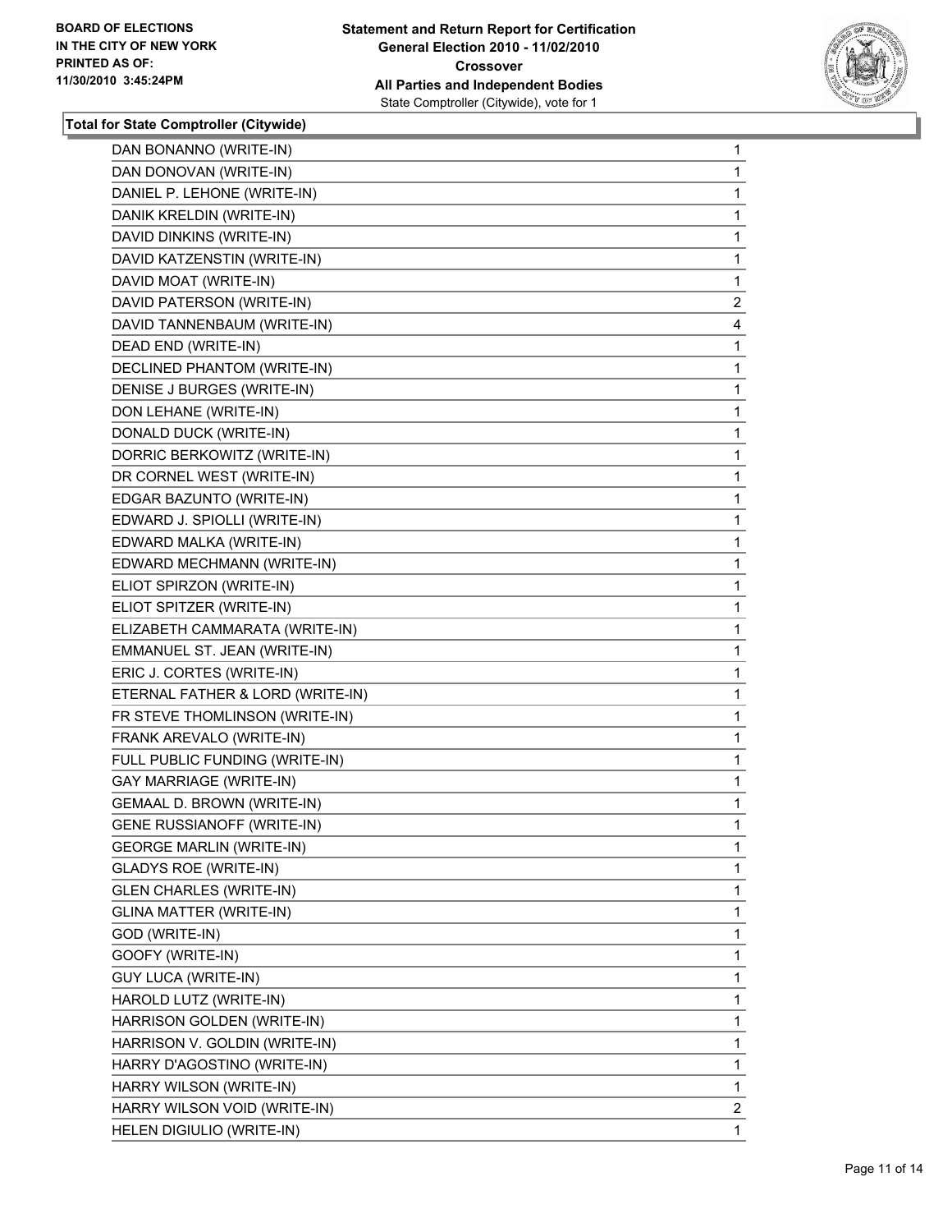**BOARD OF ELECTIONS IN THE CITY OF NEW YORK PRINTED AS OF: 11/30/2010 3:45:24PM**

**Statement and Return Report for Certification General Election 2010 - 11/02/2010 Crossover All Parties and Independent Bodies**
State Comptroller (Citywide), vote for 1

**Total for State Comptroller (Citywide)**

| | |
|---|---|
| DAN BONANNO (WRITE-IN) | 1 |
| DAN DONOVAN (WRITE-IN) | 1 |
| DANIEL P. LEHONE (WRITE-IN) | 1 |
| DANIK KRELDIN (WRITE-IN) | 1 |
| DAVID DINKINS (WRITE-IN) | 1 |
| DAVID KATZENSTIN (WRITE-IN) | 1 |
| DAVID MOAT (WRITE-IN) | 1 |
| DAVID PATERSON (WRITE-IN) | 2 |
| DAVID TANNENBAUM (WRITE-IN) | 4 |
| DEAD END (WRITE-IN) | 1 |
| DECLINED PHANTOM (WRITE-IN) | 1 |
| DENISE J BURGES (WRITE-IN) | 1 |
| DON LEHANE (WRITE-IN) | 1 |
| DONALD DUCK (WRITE-IN) | 1 |
| DORRIC BERKOWITZ (WRITE-IN) | 1 |
| DR CORNEL WEST (WRITE-IN) | 1 |
| EDGAR BAZUNTO (WRITE-IN) | 1 |
| EDWARD J. SPIOLLI (WRITE-IN) | 1 |
| EDWARD MALKA (WRITE-IN) | 1 |
| EDWARD MECHMANN (WRITE-IN) | 1 |
| ELIOT SPIRZON (WRITE-IN) | 1 |
| ELIOT SPITZER (WRITE-IN) | 1 |
| ELIZABETH CAMMARATA (WRITE-IN) | 1 |
| EMMANUEL ST. JEAN (WRITE-IN) | 1 |
| ERIC J. CORTES (WRITE-IN) | 1 |
| ETERNAL FATHER & LORD (WRITE-IN) | 1 |
| FR STEVE THOMLINSON (WRITE-IN) | 1 |
| FRANK AREVALO (WRITE-IN) | 1 |
| FULL PUBLIC FUNDING (WRITE-IN) | 1 |
| GAY MARRIAGE (WRITE-IN) | 1 |
| GEMAAL D. BROWN (WRITE-IN) | 1 |
| GENE RUSSIANOFF (WRITE-IN) | 1 |
| GEORGE MARLIN (WRITE-IN) | 1 |
| GLADYS ROE (WRITE-IN) | 1 |
| GLEN CHARLES (WRITE-IN) | 1 |
| GLINA MATTER (WRITE-IN) | 1 |
| GOD (WRITE-IN) | 1 |
| GOOFY (WRITE-IN) | 1 |
| GUY LUCA (WRITE-IN) | 1 |
| HAROLD LUTZ (WRITE-IN) | 1 |
| HARRISON GOLDEN (WRITE-IN) | 1 |
| HARRISON V. GOLDIN (WRITE-IN) | 1 |
| HARRY D'AGOSTINO (WRITE-IN) | 1 |
| HARRY WILSON (WRITE-IN) | 1 |
| HARRY WILSON VOID (WRITE-IN) | 2 |
| HELEN DIGIULIO (WRITE-IN) | 1 |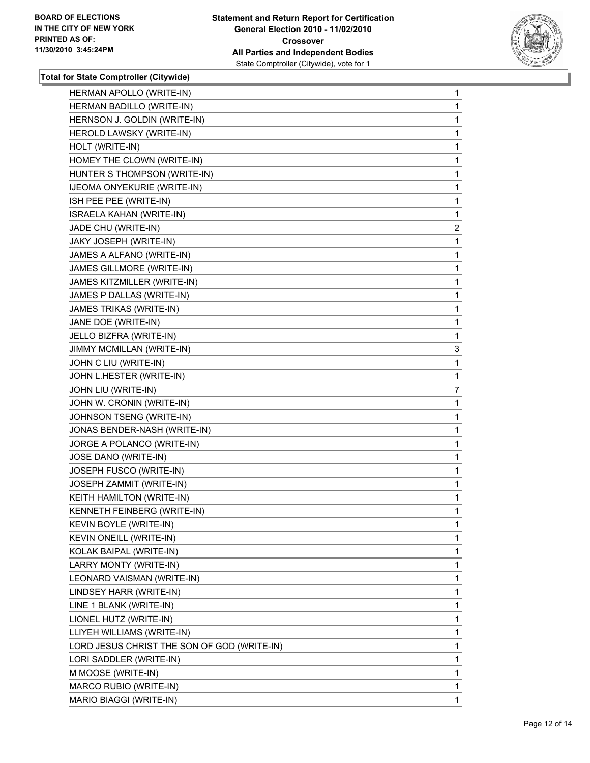**BOARD OF ELECTIONS IN THE CITY OF NEW YORK PRINTED AS OF: 11/30/2010 3:45:24PM**

**Statement and Return Report for Certification General Election 2010 - 11/02/2010 Crossover All Parties and Independent Bodies**
State Comptroller (Citywide), vote for 1

**Total for State Comptroller (Citywide)**

| Candidate | Votes |
|---|---|
| HERMAN APOLLO (WRITE-IN) | 1 |
| HERMAN BADILLO (WRITE-IN) | 1 |
| HERNSON J. GOLDIN (WRITE-IN) | 1 |
| HEROLD LAWSKY (WRITE-IN) | 1 |
| HOLT (WRITE-IN) | 1 |
| HOMEY THE CLOWN (WRITE-IN) | 1 |
| HUNTER S THOMPSON (WRITE-IN) | 1 |
| IJEOMA ONYEKURIE (WRITE-IN) | 1 |
| ISH PEE PEE (WRITE-IN) | 1 |
| ISRAELA KAHAN (WRITE-IN) | 1 |
| JADE CHU (WRITE-IN) | 2 |
| JAKY JOSEPH (WRITE-IN) | 1 |
| JAMES A ALFANO (WRITE-IN) | 1 |
| JAMES GILLMORE (WRITE-IN) | 1 |
| JAMES KITZMILLER (WRITE-IN) | 1 |
| JAMES P DALLAS (WRITE-IN) | 1 |
| JAMES TRIKAS (WRITE-IN) | 1 |
| JANE DOE (WRITE-IN) | 1 |
| JELLO BIZFRA (WRITE-IN) | 1 |
| JIMMY MCMILLAN (WRITE-IN) | 3 |
| JOHN C LIU (WRITE-IN) | 1 |
| JOHN L.HESTER (WRITE-IN) | 1 |
| JOHN LIU (WRITE-IN) | 7 |
| JOHN W. CRONIN (WRITE-IN) | 1 |
| JOHNSON TSENG (WRITE-IN) | 1 |
| JONAS BENDER-NASH (WRITE-IN) | 1 |
| JORGE A POLANCO (WRITE-IN) | 1 |
| JOSE DANO (WRITE-IN) | 1 |
| JOSEPH FUSCO (WRITE-IN) | 1 |
| JOSEPH ZAMMIT (WRITE-IN) | 1 |
| KEITH HAMILTON (WRITE-IN) | 1 |
| KENNETH FEINBERG (WRITE-IN) | 1 |
| KEVIN BOYLE (WRITE-IN) | 1 |
| KEVIN ONEILL (WRITE-IN) | 1 |
| KOLAK BAIPAL (WRITE-IN) | 1 |
| LARRY MONTY (WRITE-IN) | 1 |
| LEONARD VAISMAN (WRITE-IN) | 1 |
| LINDSEY HARR (WRITE-IN) | 1 |
| LINE 1 BLANK (WRITE-IN) | 1 |
| LIONEL HUTZ (WRITE-IN) | 1 |
| LLIYEH WILLIAMS (WRITE-IN) | 1 |
| LORD JESUS CHRIST THE SON OF GOD (WRITE-IN) | 1 |
| LORI SADDLER (WRITE-IN) | 1 |
| M MOOSE (WRITE-IN) | 1 |
| MARCO RUBIO (WRITE-IN) | 1 |
| MARIO BIAGGI (WRITE-IN) | 1 |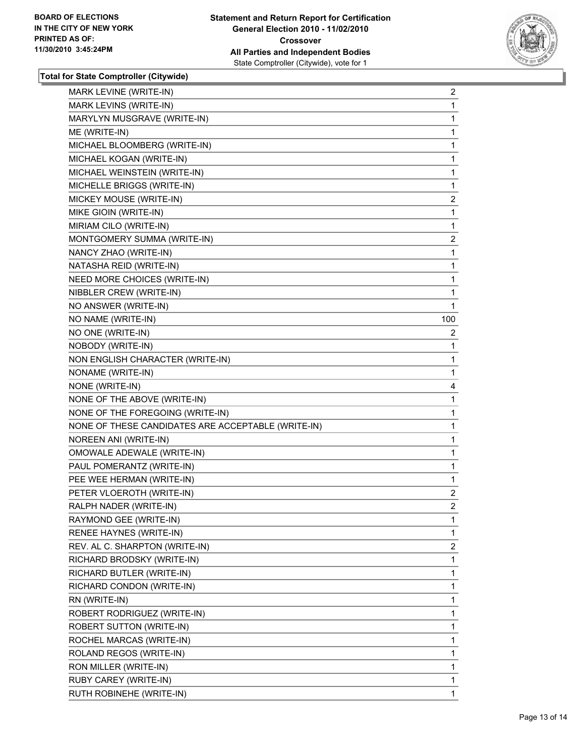**Total for State Comptroller (Citywide)**

| | |
|---|---|
| MARK LEVINE (WRITE-IN) | 2 |
| MARK LEVINS (WRITE-IN) | 1 |
| MARYLYN MUSGRAVE (WRITE-IN) | 1 |
| ME (WRITE-IN) | 1 |
| MICHAEL BLOOMBERG (WRITE-IN) | 1 |
| MICHAEL KOGAN (WRITE-IN) | 1 |
| MICHAEL WEINSTEIN (WRITE-IN) | 1 |
| MICHELLE BRIGGS (WRITE-IN) | 1 |
| MICKEY MOUSE (WRITE-IN) | 2 |
| MIKE GIOIN (WRITE-IN) | 1 |
| MIRIAM CILO (WRITE-IN) | 1 |
| MONTGOMERY SUMMA (WRITE-IN) | 2 |
| NANCY ZHAO (WRITE-IN) | 1 |
| NATASHA REID (WRITE-IN) | 1 |
| NEED MORE CHOICES (WRITE-IN) | 1 |
| NIBBLER CREW (WRITE-IN) | 1 |
| NO ANSWER (WRITE-IN) | 1 |
| NO NAME (WRITE-IN) | 100 |
| NO ONE (WRITE-IN) | 2 |
| NOBODY (WRITE-IN) | 1 |
| NON ENGLISH CHARACTER (WRITE-IN) | 1 |
| NONAME (WRITE-IN) | 1 |
| NONE (WRITE-IN) | 4 |
| NONE OF THE ABOVE (WRITE-IN) | 1 |
| NONE OF THE FOREGOING (WRITE-IN) | 1 |
| NONE OF THESE CANDIDATES ARE ACCEPTABLE (WRITE-IN) | 1 |
| NOREEN ANI (WRITE-IN) | 1 |
| OMOWALE ADEWALE (WRITE-IN) | 1 |
| PAUL POMERANTZ (WRITE-IN) | 1 |
| PEE WEE HERMAN (WRITE-IN) | 1 |
| PETER VLOEROTH (WRITE-IN) | 2 |
| RALPH NADER (WRITE-IN) | 2 |
| RAYMOND GEE (WRITE-IN) | 1 |
| RENEE HAYNES (WRITE-IN) | 1 |
| REV. AL C. SHARPTON (WRITE-IN) | 2 |
| RICHARD BRODSKY (WRITE-IN) | 1 |
| RICHARD BUTLER (WRITE-IN) | 1 |
| RICHARD CONDON (WRITE-IN) | 1 |
| RN (WRITE-IN) | 1 |
| ROBERT RODRIGUEZ (WRITE-IN) | 1 |
| ROBERT SUTTON (WRITE-IN) | 1 |
| ROCHEL MARCAS (WRITE-IN) | 1 |
| ROLAND REGOS (WRITE-IN) | 1 |
| RON MILLER (WRITE-IN) | 1 |
| RUBY CAREY (WRITE-IN) | 1 |
| RUTH ROBINEHE (WRITE-IN) | 1 |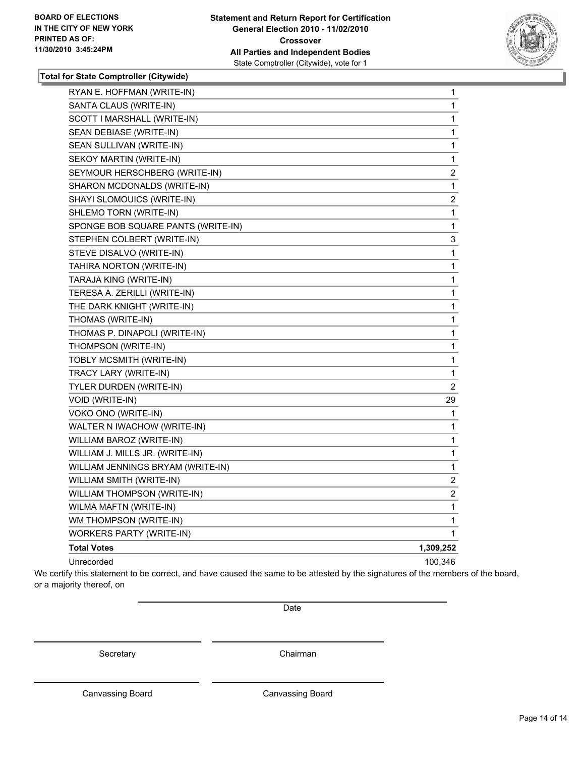**BOARD OF ELECTIONS IN THE CITY OF NEW YORK PRINTED AS OF: 11/30/2010 3:45:24PM**

**Statement and Return Report for Certification**
**General Election 2010 - 11/02/2010**
**Crossover**
**All Parties and Independent Bodies**
State Comptroller (Citywide), vote for 1

**Total for State Comptroller (Citywide)**

| | |
|---|---|
| RYAN E. HOFFMAN (WRITE-IN) | 1 |
| SANTA CLAUS (WRITE-IN) | 1 |
| SCOTT I MARSHALL (WRITE-IN) | 1 |
| SEAN DEBIASE (WRITE-IN) | 1 |
| SEAN SULLIVAN (WRITE-IN) | 1 |
| SEKOY MARTIN (WRITE-IN) | 1 |
| SEYMOUR HERSCHBERG (WRITE-IN) | 2 |
| SHARON MCDONALDS (WRITE-IN) | 1 |
| SHAYI SLOMOUICS (WRITE-IN) | 2 |
| SHLEMO TORN (WRITE-IN) | 1 |
| SPONGE BOB SQUARE PANTS (WRITE-IN) | 1 |
| STEPHEN COLBERT (WRITE-IN) | 3 |
| STEVE DISALVO (WRITE-IN) | 1 |
| TAHIRA NORTON (WRITE-IN) | 1 |
| TARAJA KING (WRITE-IN) | 1 |
| TERESA A. ZERILLI (WRITE-IN) | 1 |
| THE DARK KNIGHT (WRITE-IN) | 1 |
| THOMAS (WRITE-IN) | 1 |
| THOMAS P. DINAPOLI (WRITE-IN) | 1 |
| THOMPSON (WRITE-IN) | 1 |
| TOBLY MCSMITH (WRITE-IN) | 1 |
| TRACY LARY (WRITE-IN) | 1 |
| TYLER DURDEN (WRITE-IN) | 2 |
| VOID (WRITE-IN) | 29 |
| VOKO ONO (WRITE-IN) | 1 |
| WALTER N IWACHOW (WRITE-IN) | 1 |
| WILLIAM BAROZ (WRITE-IN) | 1 |
| WILLIAM J. MILLS JR. (WRITE-IN) | 1 |
| WILLIAM JENNINGS BRYAM (WRITE-IN) | 1 |
| WILLIAM SMITH (WRITE-IN) | 2 |
| WILLIAM THOMPSON (WRITE-IN) | 2 |
| WILMA MAFTN (WRITE-IN) | 1 |
| WM THOMPSON (WRITE-IN) | 1 |
| WORKERS PARTY (WRITE-IN) | 1 |
| **Total Votes** | **1,309,252** |
| Unrecorded | 100,346 |

We certify this statement to be correct, and have caused the same to be attested by the signatures of the members of the board, or a majority thereof, on

Date

Secretary

Chairman

Canvassing Board

Canvassing Board